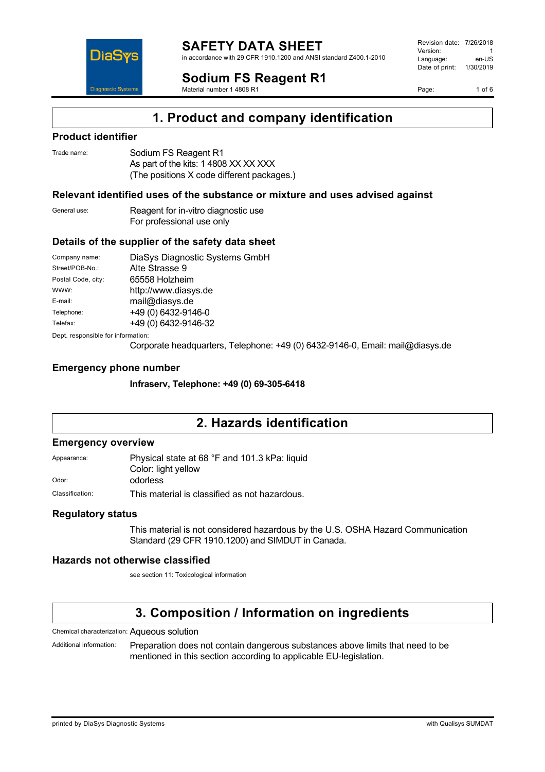# SAFETY DATA SHEET

in accordance with 29 CFR 1910.1200 and ANSI standard Z400.1-2010

# Sodium FS Reagent R1

Material number 1 4808 R1

| | |
|---|---|
| Revision date: | 7/26/2018 |
| Version: | 1 |
| Language: | en-US |
| Date of print: | 1/30/2019 |

## 1. Product and company identification

### Product identifier

Trade name: Sodium FS Reagent R1
As part of the kits: 1 4808 XX XX XXX
(The positions X code different packages.)

### Relevant identified uses of the substance or mixture and uses advised against

General use: Reagent for in-vitro diagnostic use
For professional use only

### Details of the supplier of the safety data sheet

| | |
|---|---|
| Company name: | DiaSys Diagnostic Systems GmbH |
| Street/POB-No.: | Alte Strasse 9 |
| Postal Code, city: | 65558 Holzheim |
| WWW: | http://www.diasys.de |
| E-mail: | mail@diasys.de |
| Telephone: | +49 (0) 6432-9146-0 |
| Telefax: | +49 (0) 6432-9146-32 |

Dept. responsible for information:
Corporate headquarters, Telephone: +49 (0) 6432-9146-0, Email: mail@diasys.de

### Emergency phone number

**Infraserv, Telephone: +49 (0) 69-305-6418**

## 2. Hazards identification

### Emergency overview

Appearance: Physical state at 68 °F and 101.3 kPa: liquid
Color: light yellow

Odor: odorless

Classification: This material is classified as not hazardous.

### Regulatory status

This material is not considered hazardous by the U.S. OSHA Hazard Communication Standard (29 CFR 1910.1200) and SIMDUT in Canada.

### Hazards not otherwise classified

see section 11: Toxicological information

## 3. Composition / Information on ingredients

Chemical characterization: Aqueous solution

Additional information: Preparation does not contain dangerous substances above limits that need to be mentioned in this section according to applicable EU-legislation.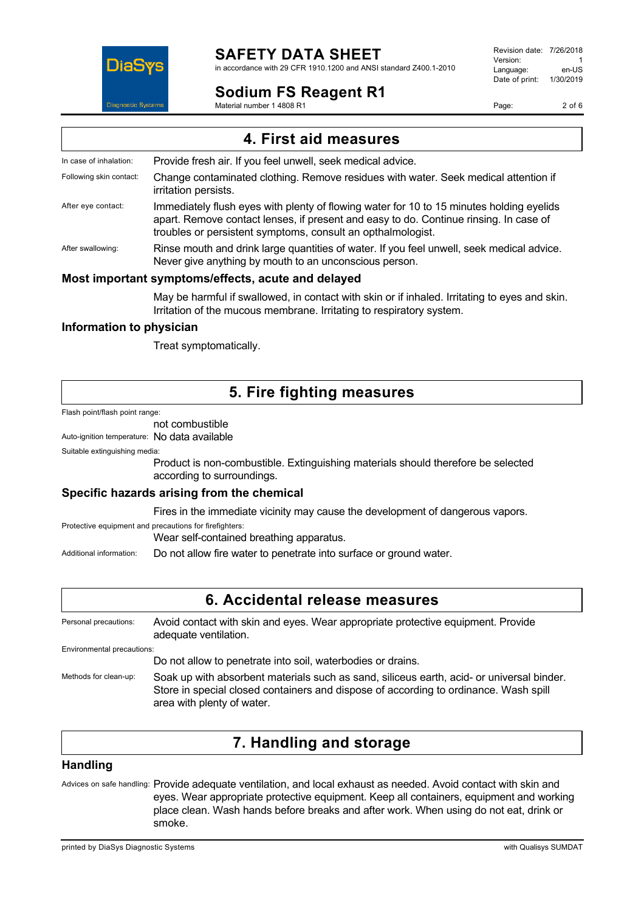## 4. First aid measures

**In case of inhalation:** Provide fresh air. If you feel unwell, seek medical advice.

**Following skin contact:** Change contaminated clothing. Remove residues with water. Seek medical attention if irritation persists.

**After eye contact:** Immediately flush eyes with plenty of flowing water for 10 to 15 minutes holding eyelids apart. Remove contact lenses, if present and easy to do. Continue rinsing. In case of troubles or persistent symptoms, consult an opthalmologist.

**After swallowing:** Rinse mouth and drink large quantities of water. If you feel unwell, seek medical advice. Never give anything by mouth to an unconscious person.

### Most important symptoms/effects, acute and delayed

May be harmful if swallowed, in contact with skin or if inhaled. Irritating to eyes and skin. Irritation of the mucous membrane. Irritating to respiratory system.

### Information to physician

Treat symptomatically.

## 5. Fire fighting measures

**Flash point/flash point range:**
not combustible

**Auto-ignition temperature:** No data available

**Suitable extinguishing media:**
Product is non-combustible. Extinguishing materials should therefore be selected according to surroundings.

### Specific hazards arising from the chemical

Fires in the immediate vicinity may cause the development of dangerous vapors.

**Protective equipment and precautions for firefighters:**
Wear self-contained breathing apparatus.

**Additional information:** Do not allow fire water to penetrate into surface or ground water.

## 6. Accidental release measures

**Personal precautions:** Avoid contact with skin and eyes. Wear appropriate protective equipment. Provide adequate ventilation.

**Environmental precautions:**
Do not allow to penetrate into soil, waterbodies or drains.

**Methods for clean-up:** Soak up with absorbent materials such as sand, siliceus earth, acid- or universal binder. Store in special closed containers and dispose of according to ordinance. Wash spill area with plenty of water.

## 7. Handling and storage

### Handling

**Advices on safe handling:** Provide adequate ventilation, and local exhaust as needed. Avoid contact with skin and eyes. Wear appropriate protective equipment. Keep all containers, equipment and working place clean. Wash hands before breaks and after work. When using do not eat, drink or smoke.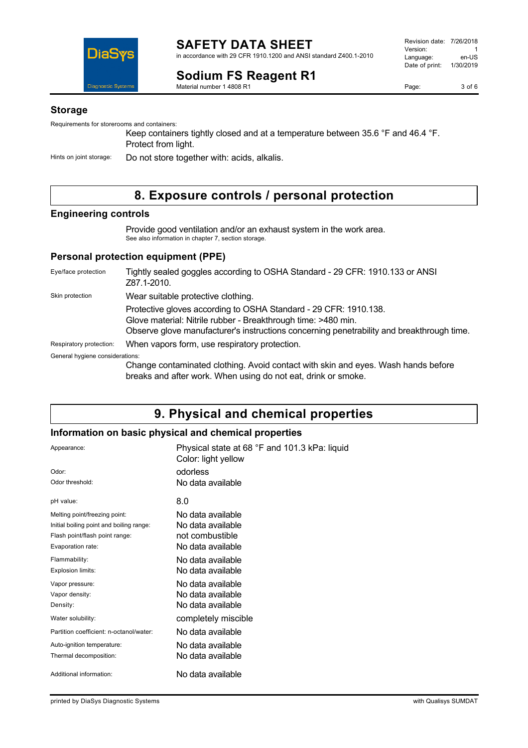## Storage

Requirements for storerooms and containers:

Keep containers tightly closed and at a temperature between 35.6 °F and 46.4 °F. Protect from light.

Hints on joint storage: Do not store together with: acids, alkalis.

# 8. Exposure controls / personal protection

## Engineering controls

Provide good ventilation and/or an exhaust system in the work area.
See also information in chapter 7, section storage.

## Personal protection equipment (PPE)

Eye/face protection: Tightly sealed goggles according to OSHA Standard - 29 CFR: 1910.133 or ANSI Z87.1-2010.

Skin protection: Wear suitable protective clothing.

Protective gloves according to OSHA Standard - 29 CFR: 1910.138.
Glove material: Nitrile rubber - Breakthrough time: >480 min.
Observe glove manufacturer's instructions concerning penetrability and breakthrough time.

Respiratory protection: When vapors form, use respiratory protection.

General hygiene considerations:

Change contaminated clothing. Avoid contact with skin and eyes. Wash hands before breaks and after work. When using do not eat, drink or smoke.

# 9. Physical and chemical properties

## Information on basic physical and chemical properties

| Property | Value |
|---|---|
| Appearance: | Physical state at 68 °F and 101.3 kPa: liquid<br>Color: light yellow |
| Odor: | odorless |
| Odor threshold: | No data available |
| pH value: | 8.0 |
| Melting point/freezing point: | No data available |
| Initial boiling point and boiling range: | No data available |
| Flash point/flash point range: | not combustible |
| Evaporation rate: | No data available |
| Flammability: | No data available |
| Explosion limits: | No data available |
| Vapor pressure: | No data available |
| Vapor density: | No data available |
| Density: | No data available |
| Water solubility: | completely miscible |
| Partition coefficient: n-octanol/water: | No data available |
| Auto-ignition temperature: | No data available |
| Thermal decomposition: | No data available |
| Additional information: | No data available |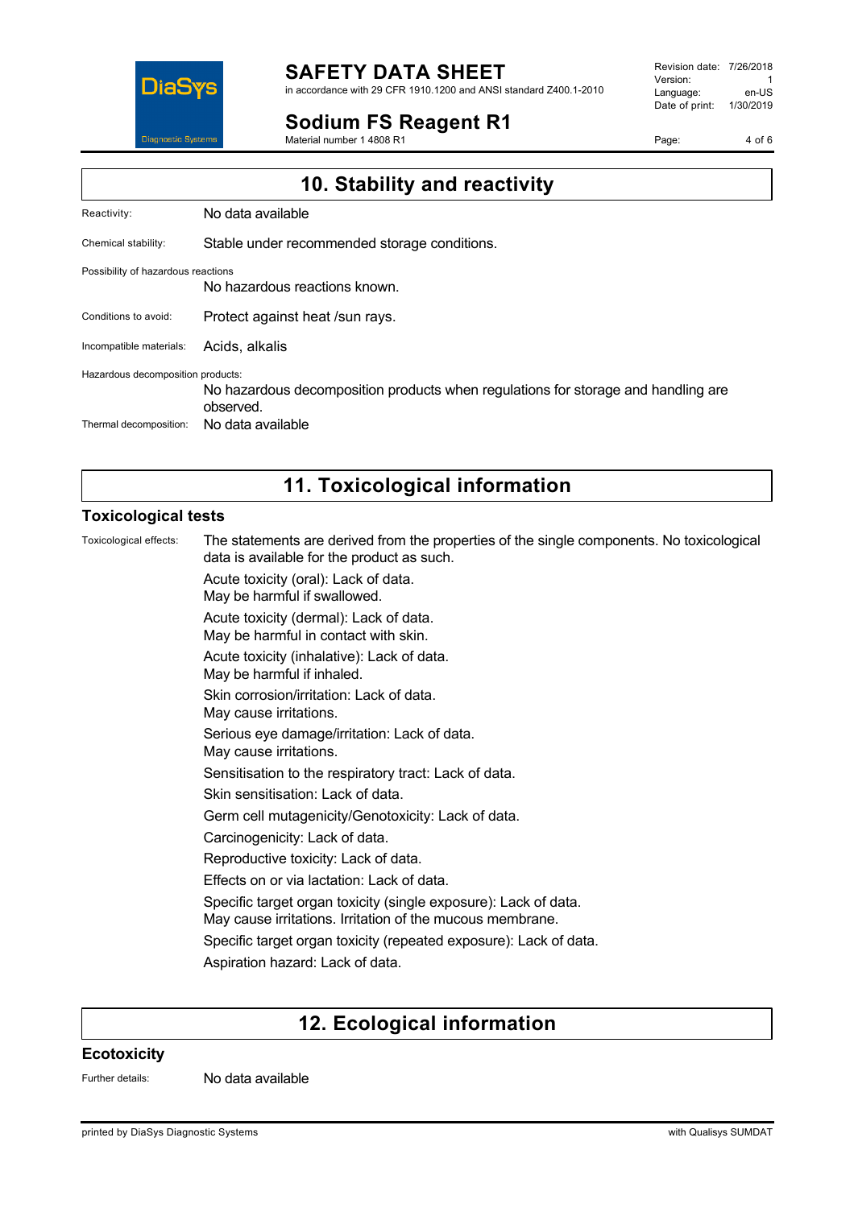## 10. Stability and reactivity

Reactivity: No data available

Chemical stability: Stable under recommended storage conditions.

Possibility of hazardous reactions

No hazardous reactions known.

Conditions to avoid: Protect against heat /sun rays.

Incompatible materials: Acids, alkalis

Hazardous decomposition products:

No hazardous decomposition products when regulations for storage and handling are observed.

Thermal decomposition: No data available

## 11. Toxicological information

### Toxicological tests

Toxicological effects: The statements are derived from the properties of the single components. No toxicological data is available for the product as such.

Acute toxicity (oral): Lack of data.
May be harmful if swallowed.

Acute toxicity (dermal): Lack of data.
May be harmful in contact with skin.

Acute toxicity (inhalative): Lack of data.
May be harmful if inhaled.

Skin corrosion/irritation: Lack of data.
May cause irritations.

Serious eye damage/irritation: Lack of data.
May cause irritations.

Sensitisation to the respiratory tract: Lack of data.

Skin sensitisation: Lack of data.

Germ cell mutagenicity/Genotoxicity: Lack of data.

Carcinogenicity: Lack of data.

Reproductive toxicity: Lack of data.

Effects on or via lactation: Lack of data.

Specific target organ toxicity (single exposure): Lack of data.
May cause irritations. Irritation of the mucous membrane.

Specific target organ toxicity (repeated exposure): Lack of data.

Aspiration hazard: Lack of data.

## 12. Ecological information

### Ecotoxicity

Further details: No data available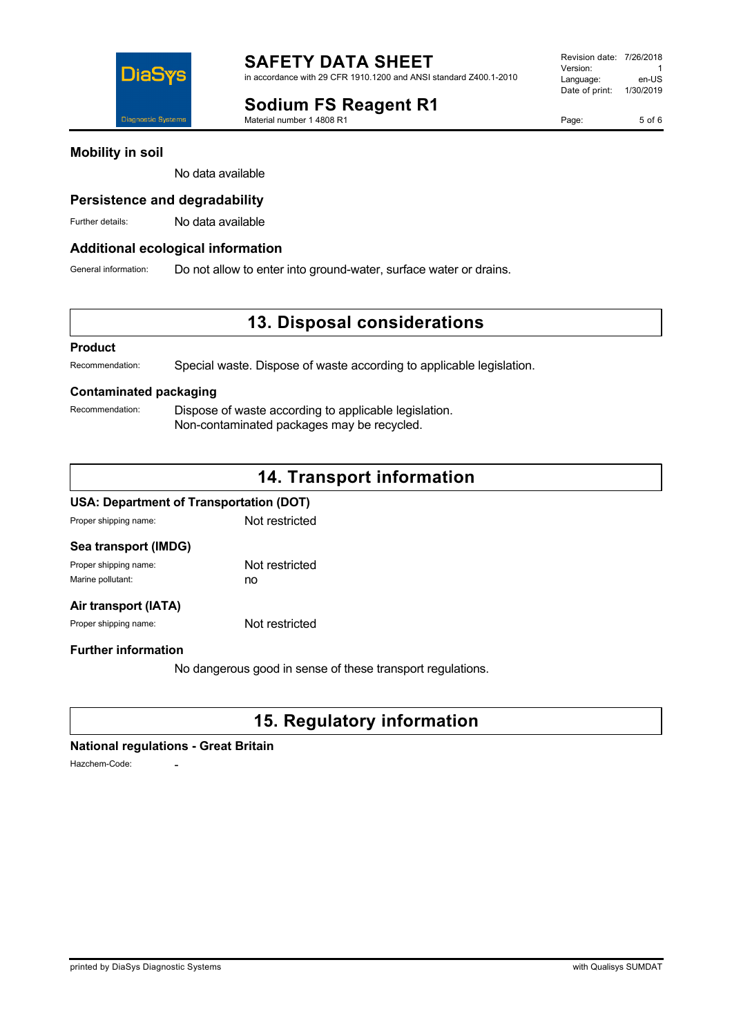## Mobility in soil

No data available

## Persistence and degradability

Further details: No data available

## Additional ecological information

General information: Do not allow to enter into ground-water, surface water or drains.

# 13. Disposal considerations

## Product

Recommendation: Special waste. Dispose of waste according to applicable legislation.

## Contaminated packaging

Recommendation: Dispose of waste according to applicable legislation.
Non-contaminated packages may be recycled.

# 14. Transport information

## USA: Department of Transportation (DOT)

Proper shipping name: Not restricted

## Sea transport (IMDG)

Proper shipping name: Not restricted
Marine pollutant: no

## Air transport (IATA)

Proper shipping name: Not restricted

## Further information

No dangerous good in sense of these transport regulations.

# 15. Regulatory information

## National regulations - Great Britain

Hazchem-Code: -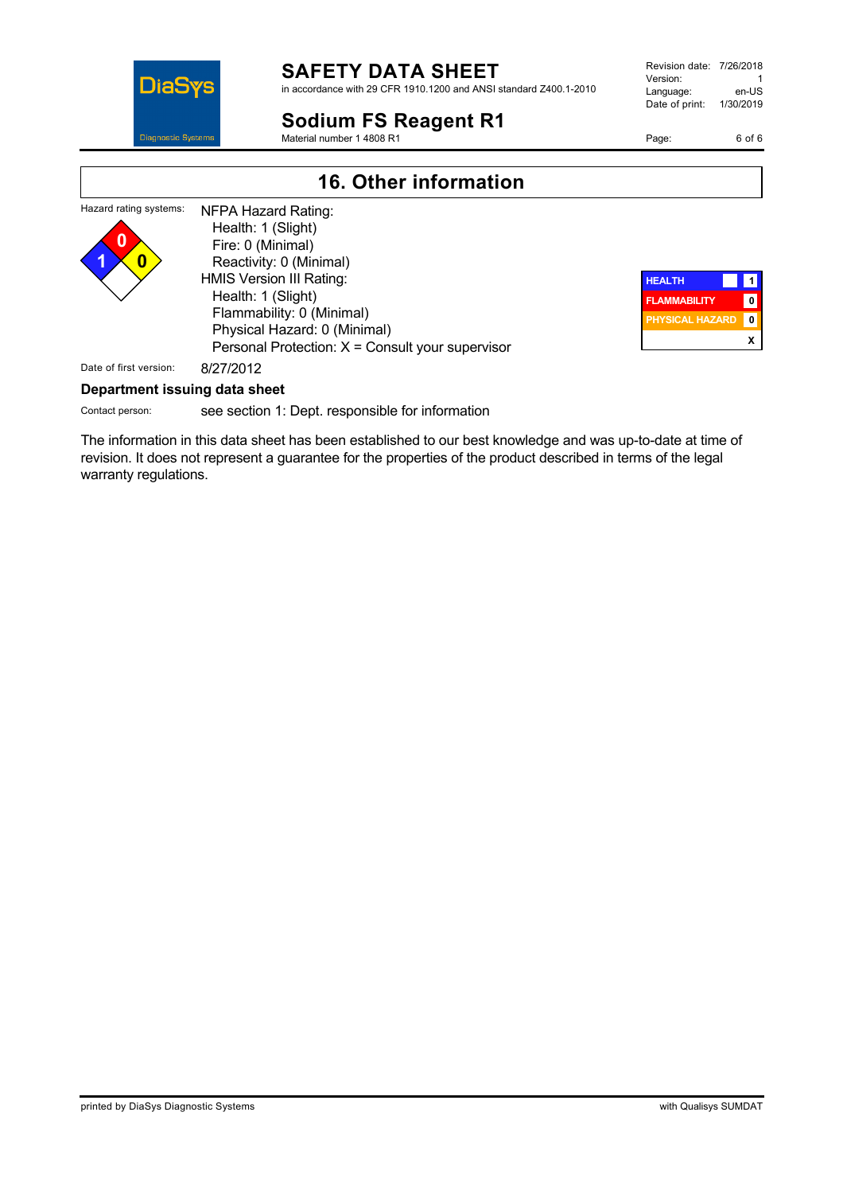## 16. Other information

Hazard rating systems:

NFPA Hazard Rating:
- Health: 1 (Slight)
- Fire: 0 (Minimal)
- Reactivity: 0 (Minimal)

HMIS Version III Rating:
- Health: 1 (Slight)
- Flammability: 0 (Minimal)
- Physical Hazard: 0 (Minimal)
- Personal Protection: X = Consult your supervisor

| | |
|---|---|
| HEALTH | 1 |
| FLAMMABILITY | 0 |
| PHYSICAL HAZARD | 0 |
| | X |

Date of first version: 8/27/2012

**Department issuing data sheet**

Contact person: see section 1: Dept. responsible for information

The information in this data sheet has been established to our best knowledge and was up-to-date at time of revision. It does not represent a guarantee for the properties of the product described in terms of the legal warranty regulations.